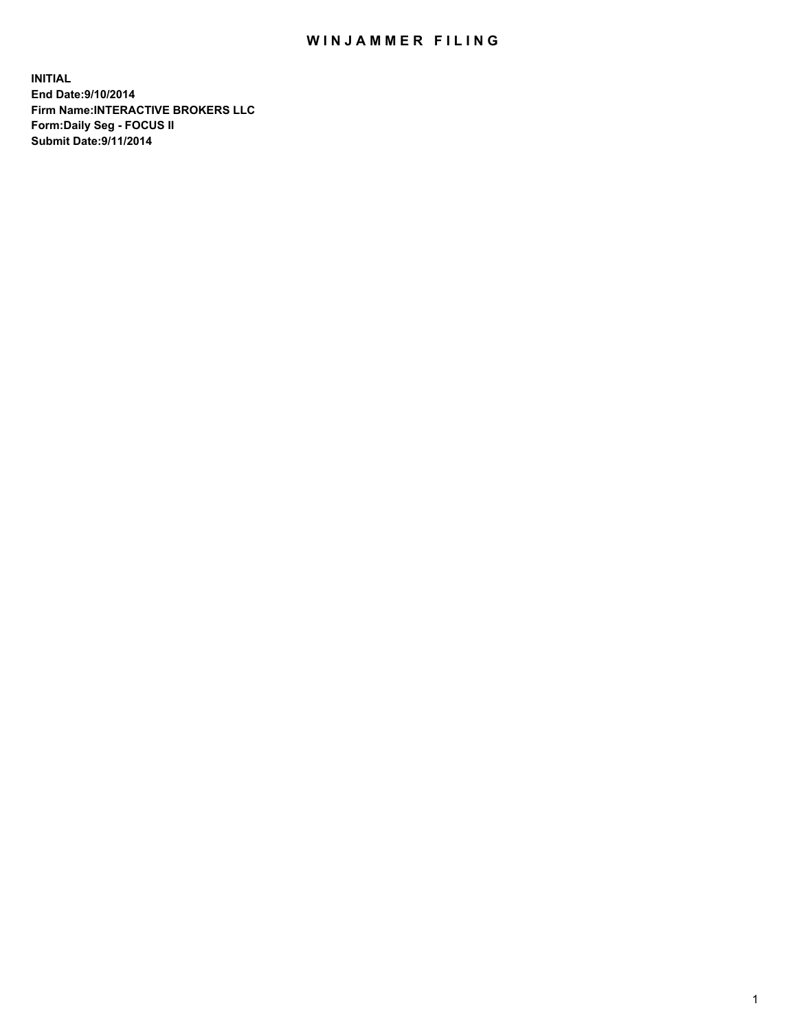# WINJAMMER FILING

**INITIAL**
**End Date:9/10/2014**
**Firm Name:INTERACTIVE BROKERS LLC**
**Form:Daily Seg - FOCUS II**
**Submit Date:9/11/2014**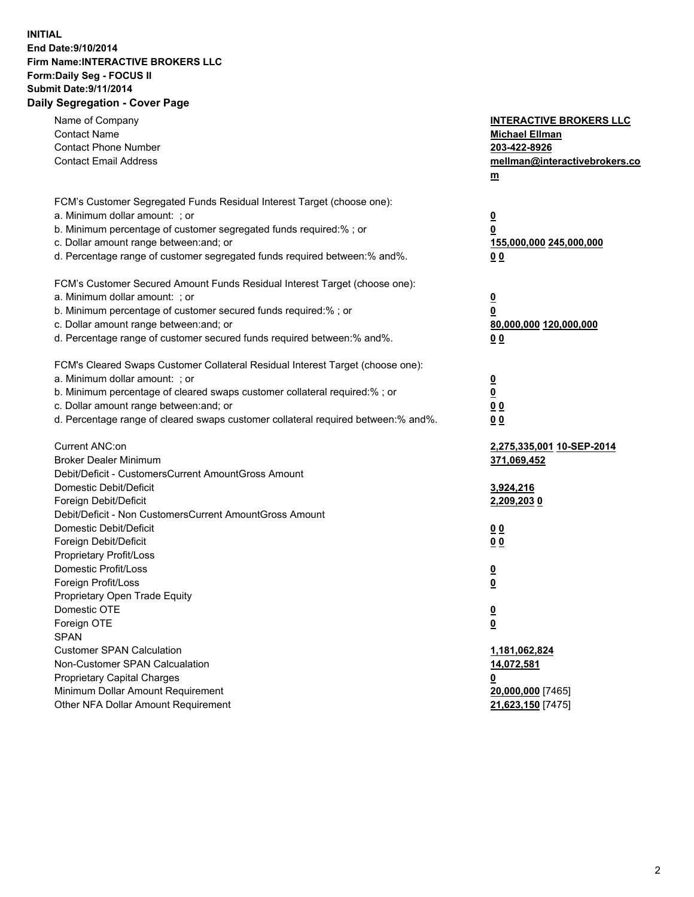**INITIAL**
**End Date:9/10/2014**
**Firm Name:INTERACTIVE BROKERS LLC**
**Form:Daily Seg - FOCUS II**
**Submit Date:9/11/2014**
**Daily Segregation - Cover Page**

| | |
|---|---|
| Name of Company | **INTERACTIVE BROKERS LLC** |
| Contact Name | **Michael Ellman** |
| Contact Phone Number | **203-422-8926** |
| Contact Email Address | **mellman@interactivebrokers.com** |
| FCM's Customer Segregated Funds Residual Interest Target (choose one): | |
| a. Minimum dollar amount: ; or | **0** |
| b. Minimum percentage of customer segregated funds required:% ; or | **0** |
| c. Dollar amount range between:and; or | **155,000,000 245,000,000** |
| d. Percentage range of customer segregated funds required between:% and%. | **0 0** |
| FCM's Customer Secured Amount Funds Residual Interest Target (choose one): | |
| a. Minimum dollar amount: ; or | **0** |
| b. Minimum percentage of customer secured funds required:% ; or | **0** |
| c. Dollar amount range between:and; or | **80,000,000 120,000,000** |
| d. Percentage range of customer secured funds required between:% and%. | **0 0** |
| FCM's Cleared Swaps Customer Collateral Residual Interest Target (choose one): | |
| a. Minimum dollar amount: ; or | **0** |
| b. Minimum percentage of cleared swaps customer collateral required:% ; or | **0** |
| c. Dollar amount range between:and; or | **0 0** |
| d. Percentage range of cleared swaps customer collateral required between:% and%. | **0 0** |
| Current ANC:on | **2,275,335,001 10-SEP-2014** |
| Broker Dealer Minimum | **371,069,452** |
| Debit/Deficit - CustomersCurrent AmountGross Amount | |
| Domestic Debit/Deficit | **3,924,216** |
| Foreign Debit/Deficit | **2,209,203 0** |
| Debit/Deficit - Non CustomersCurrent AmountGross Amount | |
| Domestic Debit/Deficit | **0 0** |
| Foreign Debit/Deficit | **0 0** |
| Proprietary Profit/Loss | |
| Domestic Profit/Loss | **0** |
| Foreign Profit/Loss | **0** |
| Proprietary Open Trade Equity | |
| Domestic OTE | **0** |
| Foreign OTE | **0** |
| SPAN | |
| Customer SPAN Calculation | **1,181,062,824** |
| Non-Customer SPAN Calcualation | **14,072,581** |
| Proprietary Capital Charges | **0** |
| Minimum Dollar Amount Requirement | **20,000,000** [7465] |
| Other NFA Dollar Amount Requirement | **21,623,150** [7475] |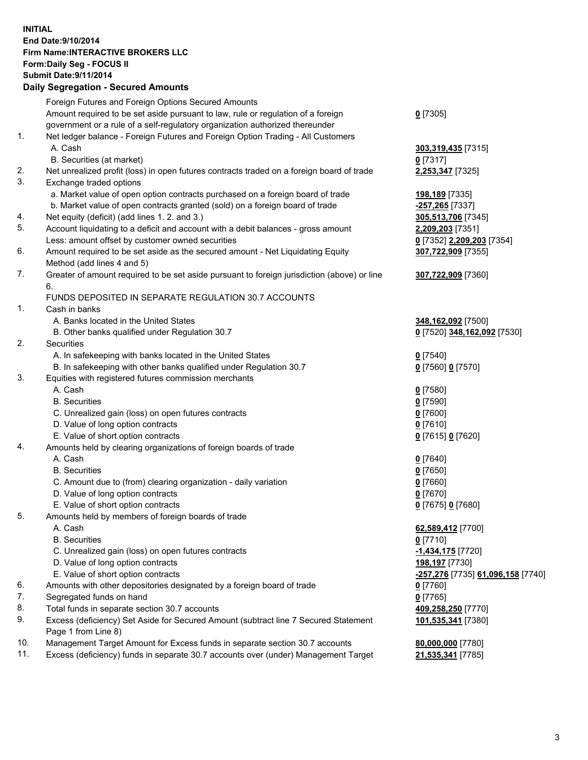**INITIAL**
**End Date:9/10/2014**
**Firm Name:INTERACTIVE BROKERS LLC**
**Form:Daily Seg - FOCUS II**
**Submit Date:9/11/2014**

## Daily Segregation - Secured Amounts

| | | |
|---|---|---|
| | Foreign Futures and Foreign Options Secured Amounts | |
| | Amount required to be set aside pursuant to law, rule or regulation of a foreign government or a rule of a self-regulatory organization authorized thereunder | **0** [7305] |
| 1. | Net ledger balance - Foreign Futures and Foreign Option Trading - All Customers | |
| | A. Cash | **303,319,435** [7315] |
| | B. Securities (at market) | **0** [7317] |
| 2. | Net unrealized profit (loss) in open futures contracts traded on a foreign board of trade | **2,253,347** [7325] |
| 3. | Exchange traded options | |
| | a. Market value of open option contracts purchased on a foreign board of trade | **198,189** [7335] |
| | b. Market value of open contracts granted (sold) on a foreign board of trade | **-257,265** [7337] |
| 4. | Net equity (deficit) (add lines 1. 2. and 3.) | **305,513,706** [7345] |
| 5. | Account liquidating to a deficit and account with a debit balances - gross amount | **2,209,203** [7351] |
| | Less: amount offset by customer owned securities | **0** [7352] **2,209,203** [7354] |
| 6. | Amount required to be set aside as the secured amount - Net Liquidating Equity Method (add lines 4 and 5) | **307,722,909** [7355] |
| 7. | Greater of amount required to be set aside pursuant to foreign jurisdiction (above) or line 6. | **307,722,909** [7360] |
| | FUNDS DEPOSITED IN SEPARATE REGULATION 30.7 ACCOUNTS | |
| 1. | Cash in banks | |
| | A. Banks located in the United States | **348,162,092** [7500] |
| | B. Other banks qualified under Regulation 30.7 | **0** [7520] **348,162,092** [7530] |
| 2. | Securities | |
| | A. In safekeeping with banks located in the United States | **0** [7540] |
| | B. In safekeeping with other banks qualified under Regulation 30.7 | **0** [7560] **0** [7570] |
| 3. | Equities with registered futures commission merchants | |
| | A. Cash | **0** [7580] |
| | B. Securities | **0** [7590] |
| | C. Unrealized gain (loss) on open futures contracts | **0** [7600] |
| | D. Value of long option contracts | **0** [7610] |
| | E. Value of short option contracts | **0** [7615] **0** [7620] |
| 4. | Amounts held by clearing organizations of foreign boards of trade | |
| | A. Cash | **0** [7640] |
| | B. Securities | **0** [7650] |
| | C. Amount due to (from) clearing organization - daily variation | **0** [7660] |
| | D. Value of long option contracts | **0** [7670] |
| | E. Value of short option contracts | **0** [7675] **0** [7680] |
| 5. | Amounts held by members of foreign boards of trade | |
| | A. Cash | **62,589,412** [7700] |
| | B. Securities | **0** [7710] |
| | C. Unrealized gain (loss) on open futures contracts | **-1,434,175** [7720] |
| | D. Value of long option contracts | **198,197** [7730] |
| | E. Value of short option contracts | **-257,276** [7735] **61,096,158** [7740] |
| 6. | Amounts with other depositories designated by a foreign board of trade | **0** [7760] |
| 7. | Segregated funds on hand | **0** [7765] |
| 8. | Total funds in separate section 30.7 accounts | **409,258,250** [7770] |
| 9. | Excess (deficiency) Set Aside for Secured Amount (subtract line 7 Secured Statement Page 1 from Line 8) | **101,535,341** [7380] |
| 10. | Management Target Amount for Excess funds in separate section 30.7 accounts | **80,000,000** [7780] |
| 11. | Excess (deficiency) funds in separate 30.7 accounts over (under) Management Target | **21,535,341** [7785] |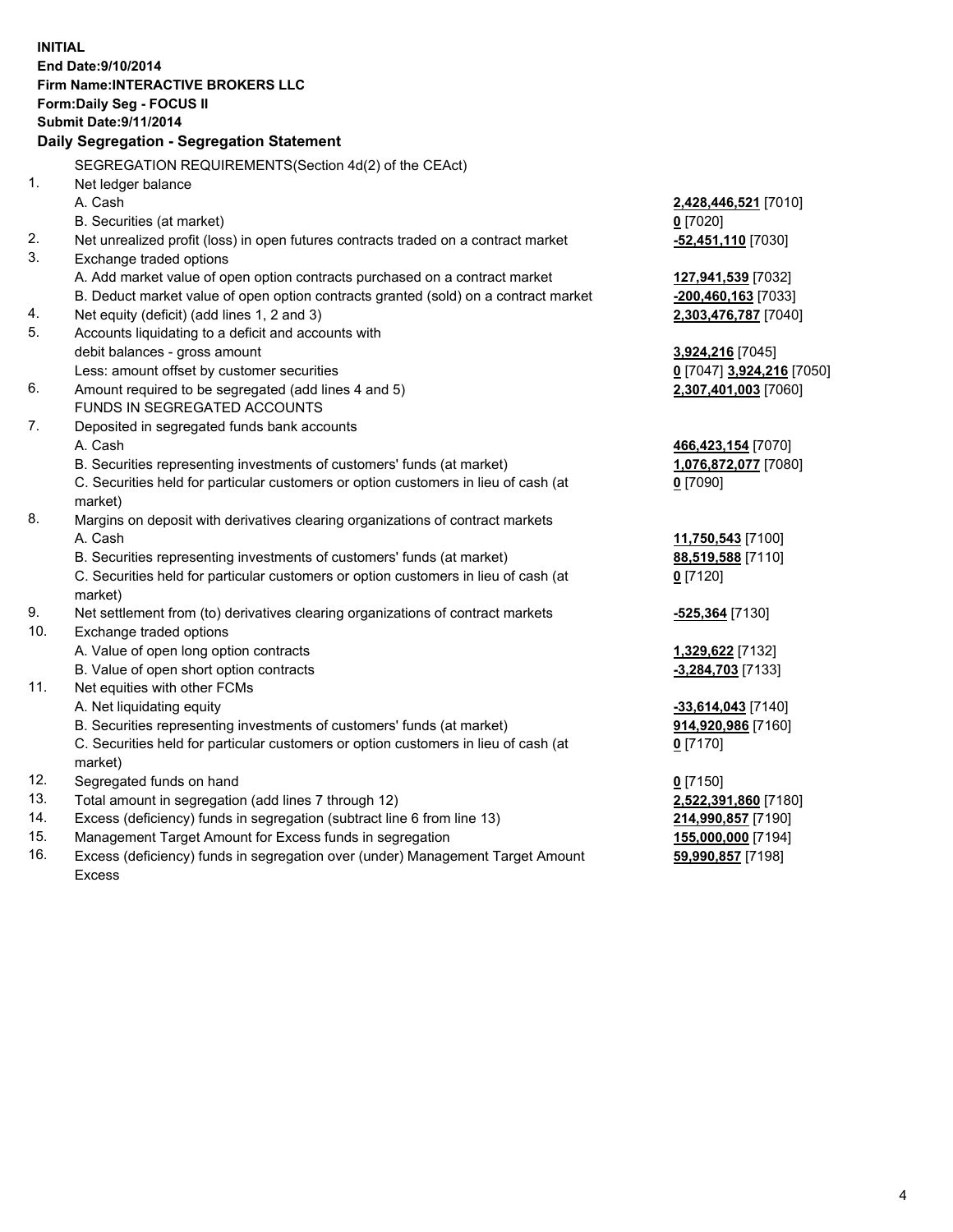**INITIAL**
**End Date:9/10/2014**
**Firm Name:INTERACTIVE BROKERS LLC**
**Form:Daily Seg - FOCUS II**
**Submit Date:9/11/2014**
**Daily Segregation - Segregation Statement**

SEGREGATION REQUIREMENTS(Section 4d(2) of the CEAct)

| | | |
|---|---|---|
| 1. | Net ledger balance | |
| | A. Cash | **2,428,446,521** [7010] |
| | B. Securities (at market) | **0** [7020] |
| 2. | Net unrealized profit (loss) in open futures contracts traded on a contract market | **-52,451,110** [7030] |
| 3. | Exchange traded options | |
| | A. Add market value of open option contracts purchased on a contract market | **127,941,539** [7032] |
| | B. Deduct market value of open option contracts granted (sold) on a contract market | **-200,460,163** [7033] |
| 4. | Net equity (deficit) (add lines 1, 2 and 3) | **2,303,476,787** [7040] |
| 5. | Accounts liquidating to a deficit and accounts with debit balances - gross amount | **3,924,216** [7045] |
| | Less: amount offset by customer securities | **0** [7047] **3,924,216** [7050] |
| 6. | Amount required to be segregated (add lines 4 and 5) | **2,307,401,003** [7060] |
| | FUNDS IN SEGREGATED ACCOUNTS | |
| 7. | Deposited in segregated funds bank accounts | |
| | A. Cash | **466,423,154** [7070] |
| | B. Securities representing investments of customers' funds (at market) | **1,076,872,077** [7080] |
| | C. Securities held for particular customers or option customers in lieu of cash (at market) | **0** [7090] |
| 8. | Margins on deposit with derivatives clearing organizations of contract markets | |
| | A. Cash | **11,750,543** [7100] |
| | B. Securities representing investments of customers' funds (at market) | **88,519,588** [7110] |
| | C. Securities held for particular customers or option customers in lieu of cash (at market) | **0** [7120] |
| 9. | Net settlement from (to) derivatives clearing organizations of contract markets | **-525,364** [7130] |
| 10. | Exchange traded options | |
| | A. Value of open long option contracts | **1,329,622** [7132] |
| | B. Value of open short option contracts | **-3,284,703** [7133] |
| 11. | Net equities with other FCMs | |
| | A. Net liquidating equity | **-33,614,043** [7140] |
| | B. Securities representing investments of customers' funds (at market) | **914,920,986** [7160] |
| | C. Securities held for particular customers or option customers in lieu of cash (at market) | **0** [7170] |
| 12. | Segregated funds on hand | **0** [7150] |
| 13. | Total amount in segregation (add lines 7 through 12) | **2,522,391,860** [7180] |
| 14. | Excess (deficiency) funds in segregation (subtract line 6 from line 13) | **214,990,857** [7190] |
| 15. | Management Target Amount for Excess funds in segregation | **155,000,000** [7194] |
| 16. | Excess (deficiency) funds in segregation over (under) Management Target Amount Excess | **59,990,857** [7198] |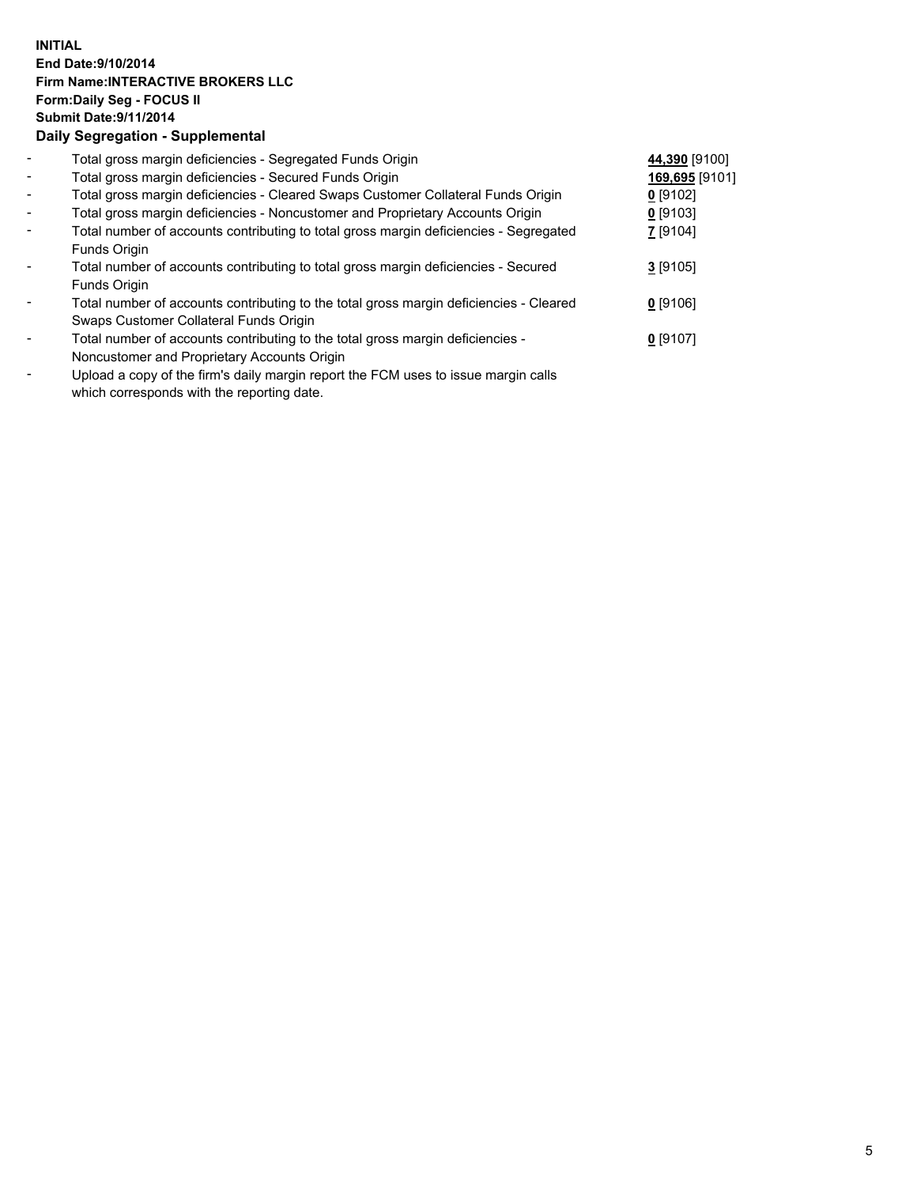**INITIAL**
**End Date:9/10/2014**
**Firm Name:INTERACTIVE BROKERS LLC**
**Form:Daily Seg - FOCUS II**
**Submit Date:9/11/2014**

**Daily Segregation - Supplemental**

| | | |
|---|---|---|
| - | Total gross margin deficiencies - Segregated Funds Origin | **44,390** [9100] |
| - | Total gross margin deficiencies - Secured Funds Origin | **169,695** [9101] |
| - | Total gross margin deficiencies - Cleared Swaps Customer Collateral Funds Origin | **0** [9102] |
| - | Total gross margin deficiencies - Noncustomer and Proprietary Accounts Origin | **0** [9103] |
| - | Total number of accounts contributing to total gross margin deficiencies - Segregated Funds Origin | **7** [9104] |
| - | Total number of accounts contributing to total gross margin deficiencies - Secured Funds Origin | **3** [9105] |
| - | Total number of accounts contributing to the total gross margin deficiencies - Cleared Swaps Customer Collateral Funds Origin | **0** [9106] |
| - | Total number of accounts contributing to the total gross margin deficiencies - Noncustomer and Proprietary Accounts Origin | **0** [9107] |
| - | Upload a copy of the firm's daily margin report the FCM uses to issue margin calls which corresponds with the reporting date. | |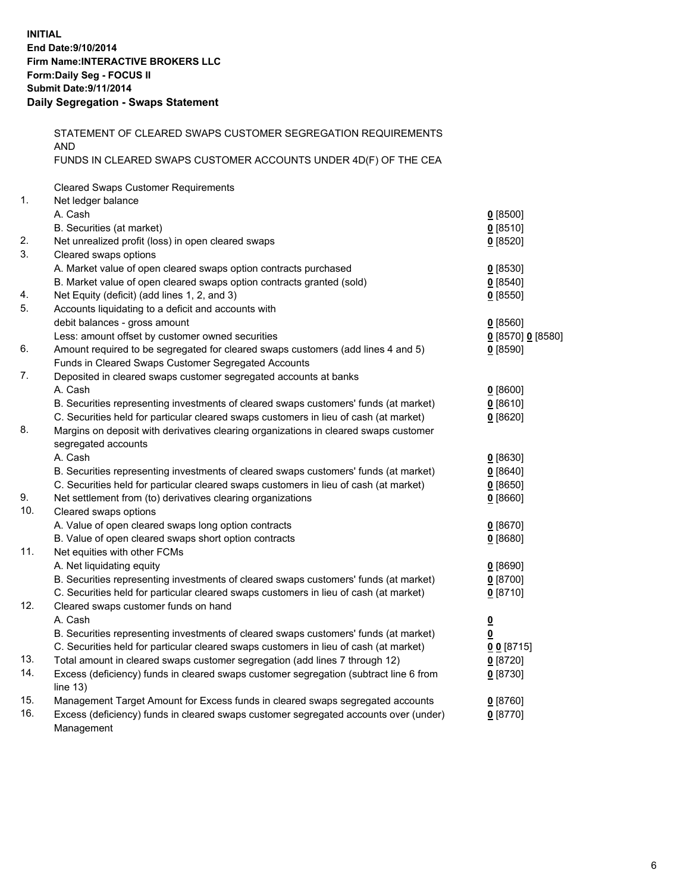**INITIAL**
**End Date:9/10/2014**
**Firm Name:INTERACTIVE BROKERS LLC**
**Form:Daily Seg - FOCUS II**
**Submit Date:9/11/2014**
**Daily Segregation - Swaps Statement**

STATEMENT OF CLEARED SWAPS CUSTOMER SEGREGATION REQUIREMENTS AND FUNDS IN CLEARED SWAPS CUSTOMER ACCOUNTS UNDER 4D(F) OF THE CEA

| | | |
|---|---|---|
| | Cleared Swaps Customer Requirements | |
| 1. | Net ledger balance | |
| | A. Cash | 0 [8500] |
| | B. Securities (at market) | 0 [8510] |
| 2. | Net unrealized profit (loss) in open cleared swaps | 0 [8520] |
| 3. | Cleared swaps options | |
| | A. Market value of open cleared swaps option contracts purchased | 0 [8530] |
| | B. Market value of open cleared swaps option contracts granted (sold) | 0 [8540] |
| 4. | Net Equity (deficit) (add lines 1, 2, and 3) | 0 [8550] |
| 5. | Accounts liquidating to a deficit and accounts with debit balances - gross amount | 0 [8560] |
| | Less: amount offset by customer owned securities | 0 [8570] 0 [8580] |
| 6. | Amount required to be segregated for cleared swaps customers (add lines 4 and 5) | 0 [8590] |
| | Funds in Cleared Swaps Customer Segregated Accounts | |
| 7. | Deposited in cleared swaps customer segregated accounts at banks | |
| | A. Cash | 0 [8600] |
| | B. Securities representing investments of cleared swaps customers' funds (at market) | 0 [8610] |
| | C. Securities held for particular cleared swaps customers in lieu of cash (at market) | 0 [8620] |
| 8. | Margins on deposit with derivatives clearing organizations in cleared swaps customer segregated accounts | |
| | A. Cash | 0 [8630] |
| | B. Securities representing investments of cleared swaps customers' funds (at market) | 0 [8640] |
| | C. Securities held for particular cleared swaps customers in lieu of cash (at market) | 0 [8650] |
| 9. | Net settlement from (to) derivatives clearing organizations | 0 [8660] |
| 10. | Cleared swaps options | |
| | A. Value of open cleared swaps long option contracts | 0 [8670] |
| | B. Value of open cleared swaps short option contracts | 0 [8680] |
| 11. | Net equities with other FCMs | |
| | A. Net liquidating equity | 0 [8690] |
| | B. Securities representing investments of cleared swaps customers' funds (at market) | 0 [8700] |
| | C. Securities held for particular cleared swaps customers in lieu of cash (at market) | 0 [8710] |
| 12. | Cleared swaps customer funds on hand | |
| | A. Cash | 0 |
| | B. Securities representing investments of cleared swaps customers' funds (at market) | 0 |
| | C. Securities held for particular cleared swaps customers in lieu of cash (at market) | 0 0 [8715] |
| 13. | Total amount in cleared swaps customer segregation (add lines 7 through 12) | 0 [8720] |
| 14. | Excess (deficiency) funds in cleared swaps customer segregation (subtract line 6 from line 13) | 0 [8730] |
| 15. | Management Target Amount for Excess funds in cleared swaps segregated accounts | 0 [8760] |
| 16. | Excess (deficiency) funds in cleared swaps customer segregated accounts over (under) Management | 0 [8770] |